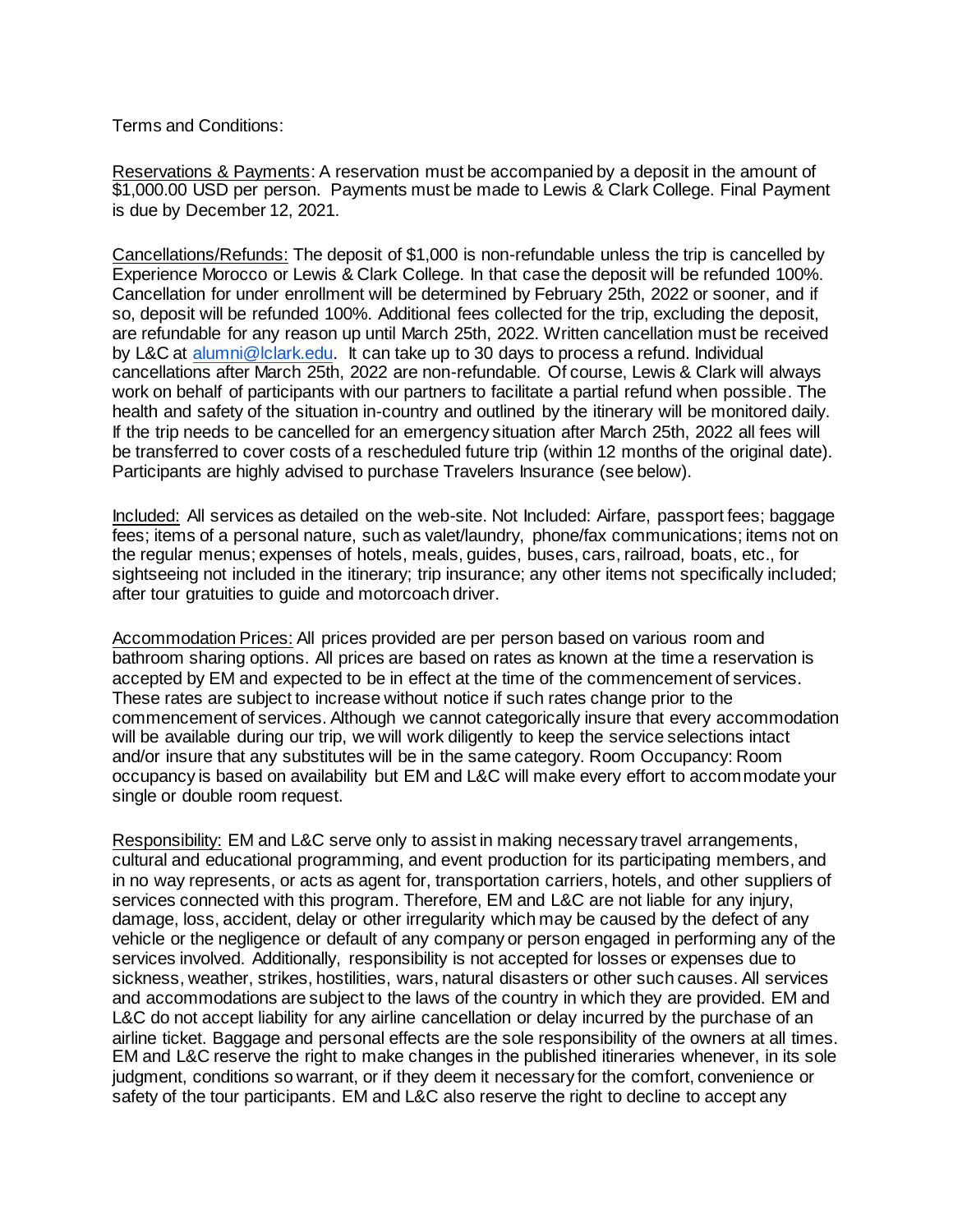Terms and Conditions:

Reservations & Payments: A reservation must be accompanied by a deposit in the amount of $1,000.00 USD per person. Payments must be made to Lewis & Clark College. Final Payment is due by December 12, 2021.

Cancellations/Refunds: The deposit of $1,000 is non-refundable unless the trip is cancelled by Experience Morocco or Lewis & Clark College. In that case the deposit will be refunded 100%. Cancellation for under enrollment will be determined by February 25th, 2022 or sooner, and if so, deposit will be refunded 100%. Additional fees collected for the trip, excluding the deposit, are refundable for any reason up until March 25th, 2022. Written cancellation must be received by L&C at alumni@lclark.edu. It can take up to 30 days to process a refund. Individual cancellations after March 25th, 2022 are non-refundable. Of course, Lewis & Clark will always work on behalf of participants with our partners to facilitate a partial refund when possible. The health and safety of the situation in-country and outlined by the itinerary will be monitored daily. If the trip needs to be cancelled for an emergency situation after March 25th, 2022 all fees will be transferred to cover costs of a rescheduled future trip (within 12 months of the original date). Participants are highly advised to purchase Travelers Insurance (see below).

Included: All services as detailed on the web-site. Not Included: Airfare, passport fees; baggage fees; items of a personal nature, such as valet/laundry, phone/fax communications; items not on the regular menus; expenses of hotels, meals, guides, buses, cars, railroad, boats, etc., for sightseeing not included in the itinerary; trip insurance; any other items not specifically included; after tour gratuities to guide and motorcoach driver.

Accommodation Prices: All prices provided are per person based on various room and bathroom sharing options. All prices are based on rates as known at the time a reservation is accepted by EM and expected to be in effect at the time of the commencement of services. These rates are subject to increase without notice if such rates change prior to the commencement of services. Although we cannot categorically insure that every accommodation will be available during our trip, we will work diligently to keep the service selections intact and/or insure that any substitutes will be in the same category. Room Occupancy: Room occupancy is based on availability but EM and L&C will make every effort to accommodate your single or double room request.

Responsibility: EM and L&C serve only to assist in making necessary travel arrangements, cultural and educational programming, and event production for its participating members, and in no way represents, or acts as agent for, transportation carriers, hotels, and other suppliers of services connected with this program. Therefore, EM and L&C are not liable for any injury, damage, loss, accident, delay or other irregularity which may be caused by the defect of any vehicle or the negligence or default of any company or person engaged in performing any of the services involved. Additionally, responsibility is not accepted for losses or expenses due to sickness, weather, strikes, hostilities, wars, natural disasters or other such causes. All services and accommodations are subject to the laws of the country in which they are provided. EM and L&C do not accept liability for any airline cancellation or delay incurred by the purchase of an airline ticket. Baggage and personal effects are the sole responsibility of the owners at all times. EM and L&C reserve the right to make changes in the published itineraries whenever, in its sole judgment, conditions so warrant, or if they deem it necessary for the comfort, convenience or safety of the tour participants. EM and L&C also reserve the right to decline to accept any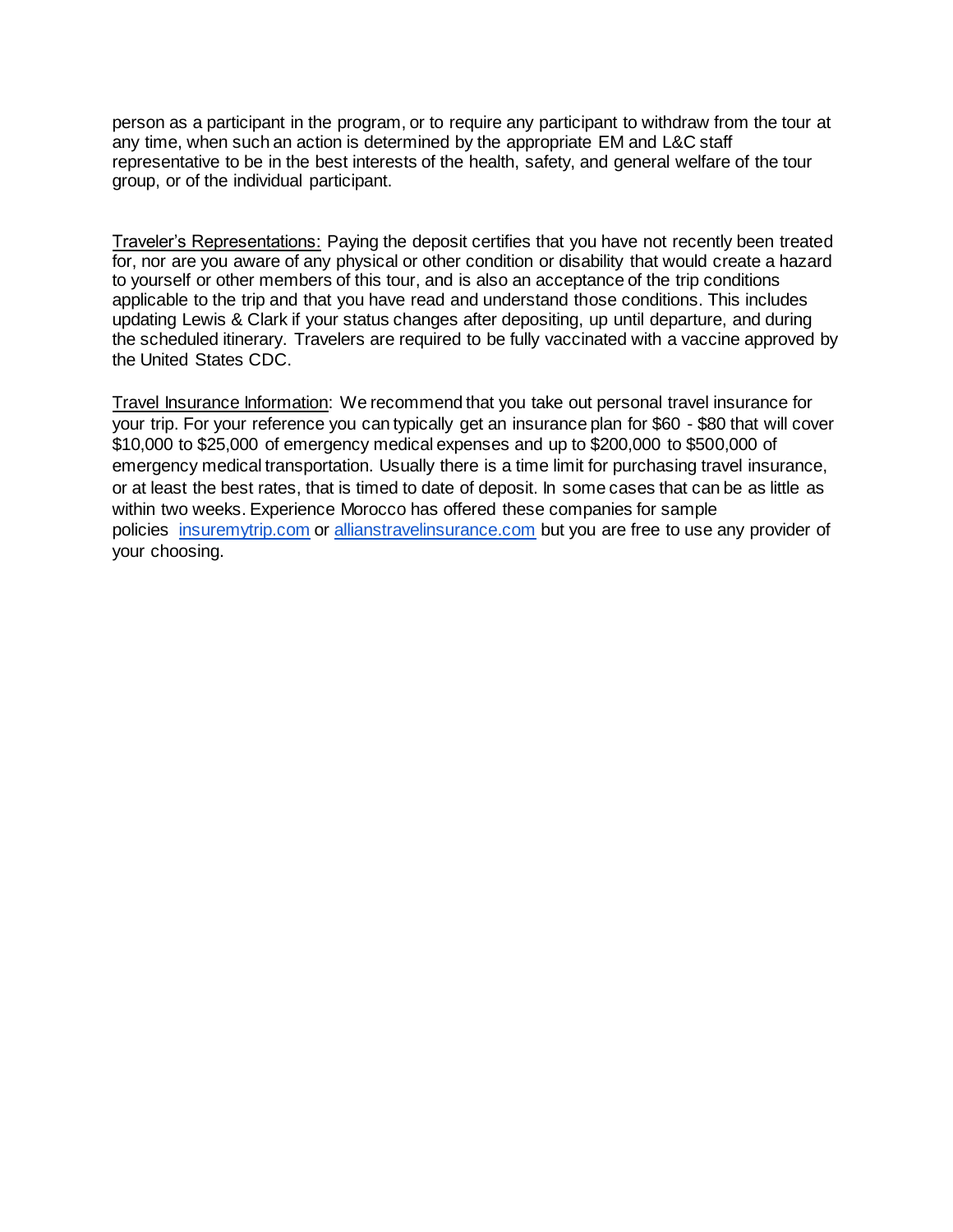person as a participant in the program, or to require any participant to withdraw from the tour at any time, when such an action is determined by the appropriate EM and L&C staff representative to be in the best interests of the health, safety, and general welfare of the tour group, or of the individual participant.

Traveler's Representations: Paying the deposit certifies that you have not recently been treated for, nor are you aware of any physical or other condition or disability that would create a hazard to yourself or other members of this tour, and is also an acceptance of the trip conditions applicable to the trip and that you have read and understand those conditions. This includes updating Lewis & Clark if your status changes after depositing, up until departure, and during the scheduled itinerary. Travelers are required to be fully vaccinated with a vaccine approved by the United States CDC.

Travel Insurance Information: We recommend that you take out personal travel insurance for your trip. For your reference you can typically get an insurance plan for $60 - $80 that will cover $10,000 to $25,000 of emergency medical expenses and up to $200,000 to $500,000 of emergency medical transportation. Usually there is a time limit for purchasing travel insurance, or at least the best rates, that is timed to date of deposit. In some cases that can be as little as within two weeks. Experience Morocco has offered these companies for sample policies [insuremytrip.com](insuremytrip.com) or [allianstravelinsurance.com](allianstravelinsurance.com) but you are free to use any provider of your choosing.